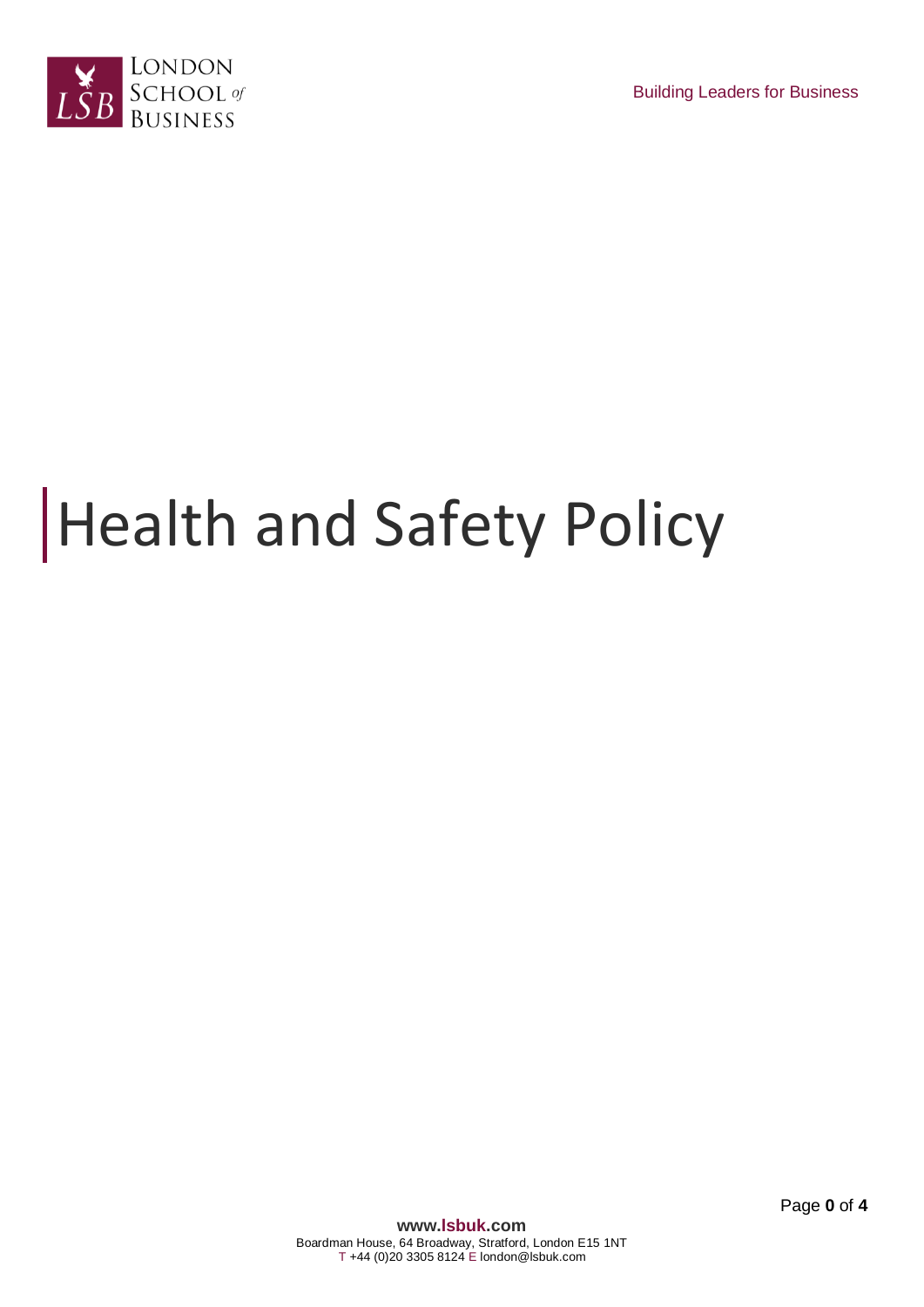# Health and Safety Policy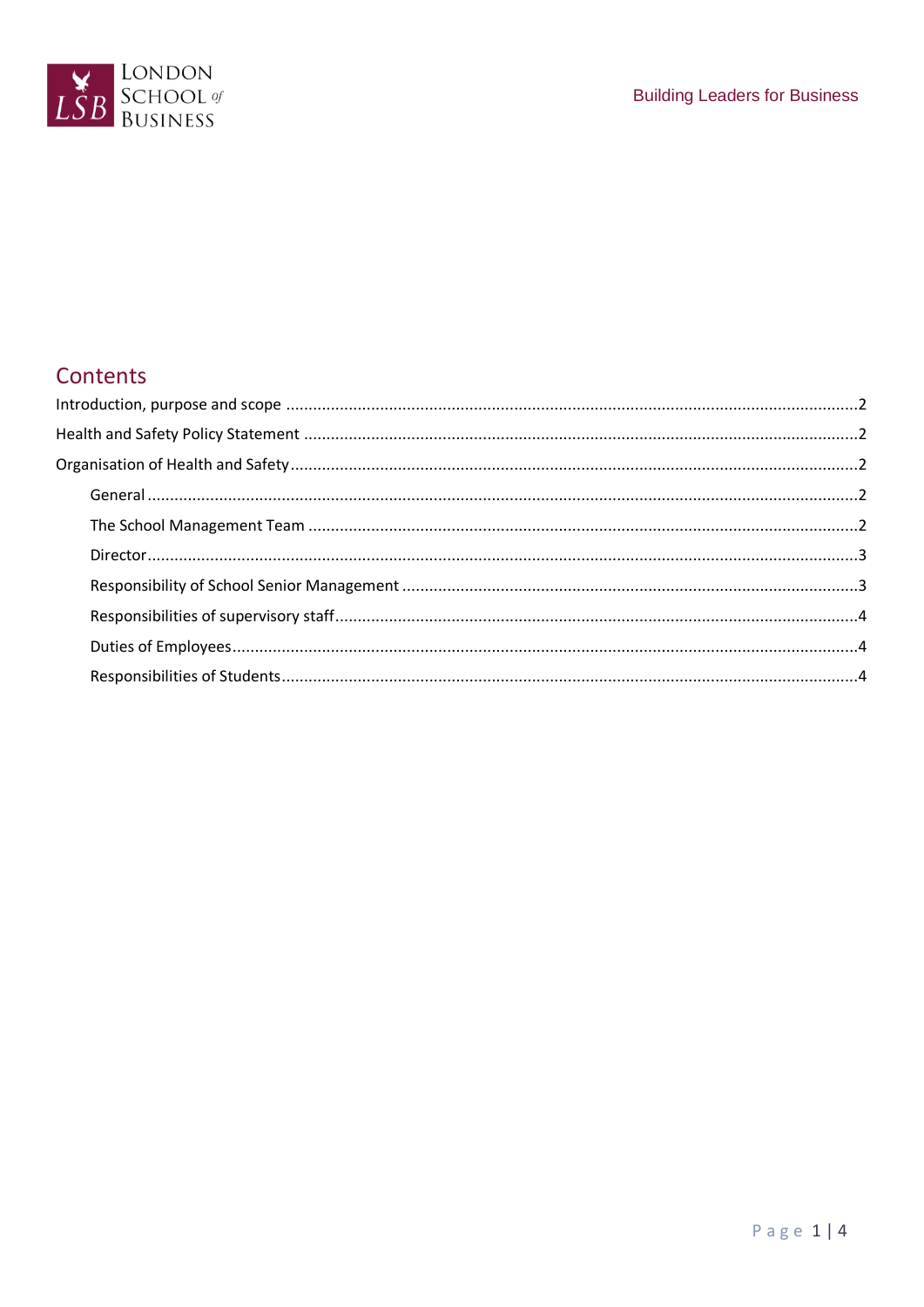## Contents

Introduction, purpose and scope ....................................................................................2

Health and Safety Policy Statement ................................................................................2

Organisation of Health and Safety ...................................................................................2

- General ....................................................................................................................2
- The School Management Team ...............................................................................2
- Director ....................................................................................................................3
- Responsibility of School Senior Management .........................................................3
- Responsibilities of supervisory staff ........................................................................4
- Duties of Employees ................................................................................................4
- Responsibilities of Students .....................................................................................4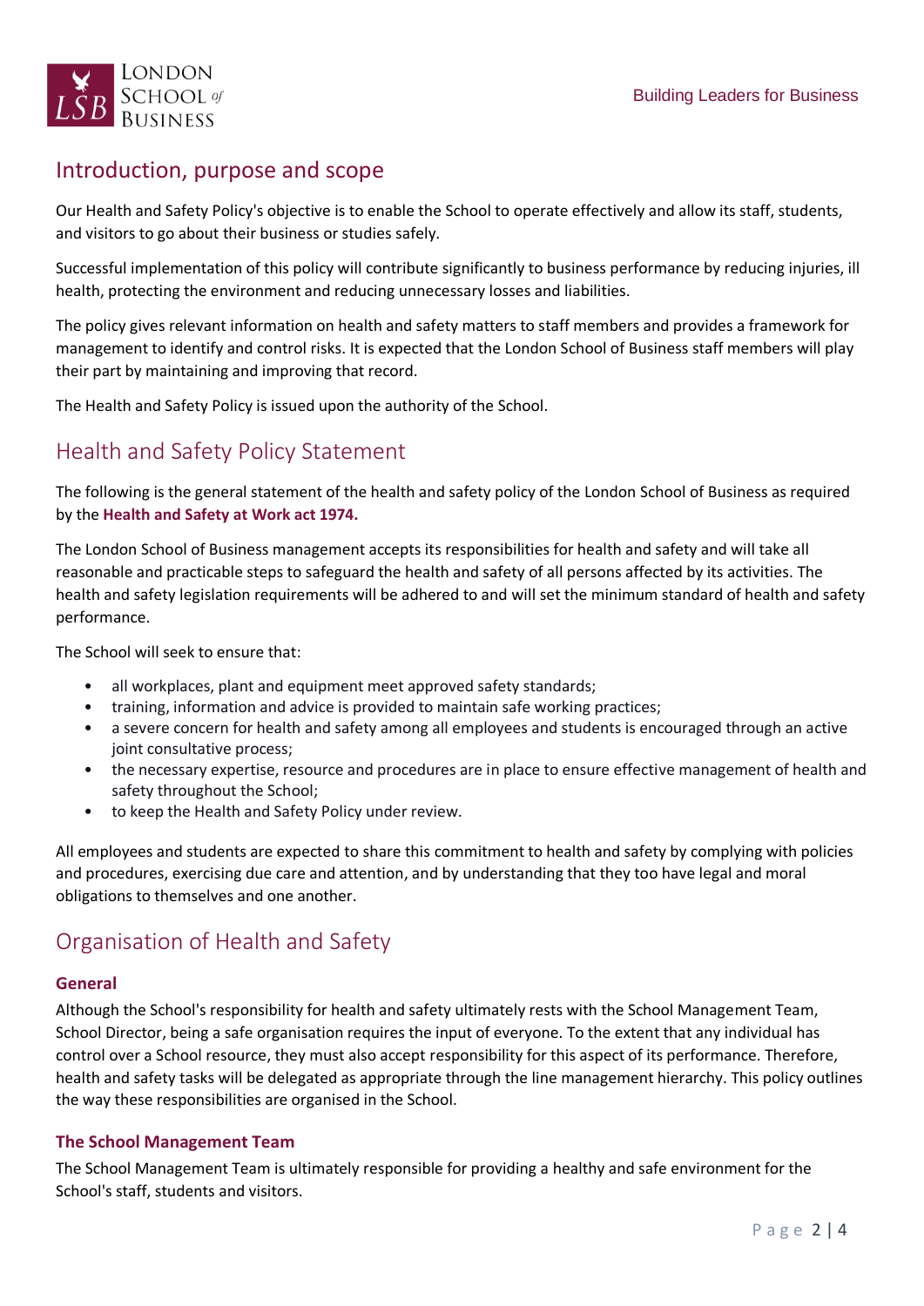## Introduction, purpose and scope

Our Health and Safety Policy's objective is to enable the School to operate effectively and allow its staff, students, and visitors to go about their business or studies safely.

Successful implementation of this policy will contribute significantly to business performance by reducing injuries, ill health, protecting the environment and reducing unnecessary losses and liabilities.

The policy gives relevant information on health and safety matters to staff members and provides a framework for management to identify and control risks. It is expected that the London School of Business staff members will play their part by maintaining and improving that record.

The Health and Safety Policy is issued upon the authority of the School.

## Health and Safety Policy Statement

The following is the general statement of the health and safety policy of the London School of Business as required by the **Health and Safety at Work act 1974.**

The London School of Business management accepts its responsibilities for health and safety and will take all reasonable and practicable steps to safeguard the health and safety of all persons affected by its activities. The health and safety legislation requirements will be adhered to and will set the minimum standard of health and safety performance.

The School will seek to ensure that:

- all workplaces, plant and equipment meet approved safety standards;
- training, information and advice is provided to maintain safe working practices;
- a severe concern for health and safety among all employees and students is encouraged through an active joint consultative process;
- the necessary expertise, resource and procedures are in place to ensure effective management of health and safety throughout the School;
- to keep the Health and Safety Policy under review.

All employees and students are expected to share this commitment to health and safety by complying with policies and procedures, exercising due care and attention, and by understanding that they too have legal and moral obligations to themselves and one another.

## Organisation of Health and Safety

### General

Although the School's responsibility for health and safety ultimately rests with the School Management Team, School Director, being a safe organisation requires the input of everyone. To the extent that any individual has control over a School resource, they must also accept responsibility for this aspect of its performance. Therefore, health and safety tasks will be delegated as appropriate through the line management hierarchy. This policy outlines the way these responsibilities are organised in the School.

### The School Management Team

The School Management Team is ultimately responsible for providing a healthy and safe environment for the School's staff, students and visitors.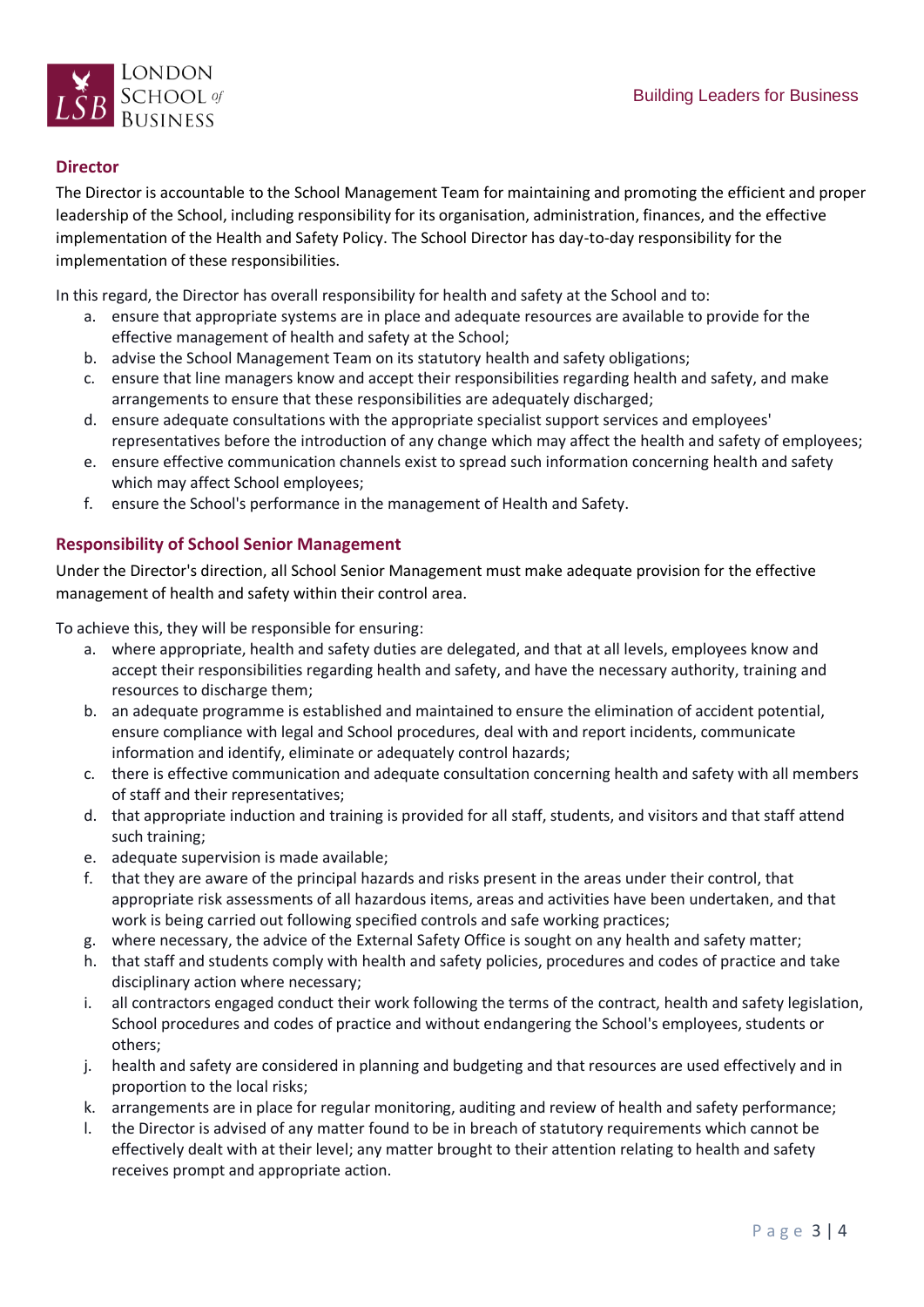## Director

The Director is accountable to the School Management Team for maintaining and promoting the efficient and proper leadership of the School, including responsibility for its organisation, administration, finances, and the effective implementation of the Health and Safety Policy. The School Director has day-to-day responsibility for the implementation of these responsibilities.

In this regard, the Director has overall responsibility for health and safety at the School and to:

a. ensure that appropriate systems are in place and adequate resources are available to provide for the effective management of health and safety at the School;
b. advise the School Management Team on its statutory health and safety obligations;
c. ensure that line managers know and accept their responsibilities regarding health and safety, and make arrangements to ensure that these responsibilities are adequately discharged;
d. ensure adequate consultations with the appropriate specialist support services and employees' representatives before the introduction of any change which may affect the health and safety of employees;
e. ensure effective communication channels exist to spread such information concerning health and safety which may affect School employees;
f. ensure the School's performance in the management of Health and Safety.

## Responsibility of School Senior Management

Under the Director's direction, all School Senior Management must make adequate provision for the effective management of health and safety within their control area.

To achieve this, they will be responsible for ensuring:

a. where appropriate, health and safety duties are delegated, and that at all levels, employees know and accept their responsibilities regarding health and safety, and have the necessary authority, training and resources to discharge them;
b. an adequate programme is established and maintained to ensure the elimination of accident potential, ensure compliance with legal and School procedures, deal with and report incidents, communicate information and identify, eliminate or adequately control hazards;
c. there is effective communication and adequate consultation concerning health and safety with all members of staff and their representatives;
d. that appropriate induction and training is provided for all staff, students, and visitors and that staff attend such training;
e. adequate supervision is made available;
f. that they are aware of the principal hazards and risks present in the areas under their control, that appropriate risk assessments of all hazardous items, areas and activities have been undertaken, and that work is being carried out following specified controls and safe working practices;
g. where necessary, the advice of the External Safety Office is sought on any health and safety matter;
h. that staff and students comply with health and safety policies, procedures and codes of practice and take disciplinary action where necessary;
i. all contractors engaged conduct their work following the terms of the contract, health and safety legislation, School procedures and codes of practice and without endangering the School's employees, students or others;
j. health and safety are considered in planning and budgeting and that resources are used effectively and in proportion to the local risks;
k. arrangements are in place for regular monitoring, auditing and review of health and safety performance;
l. the Director is advised of any matter found to be in breach of statutory requirements which cannot be effectively dealt with at their level; any matter brought to their attention relating to health and safety receives prompt and appropriate action.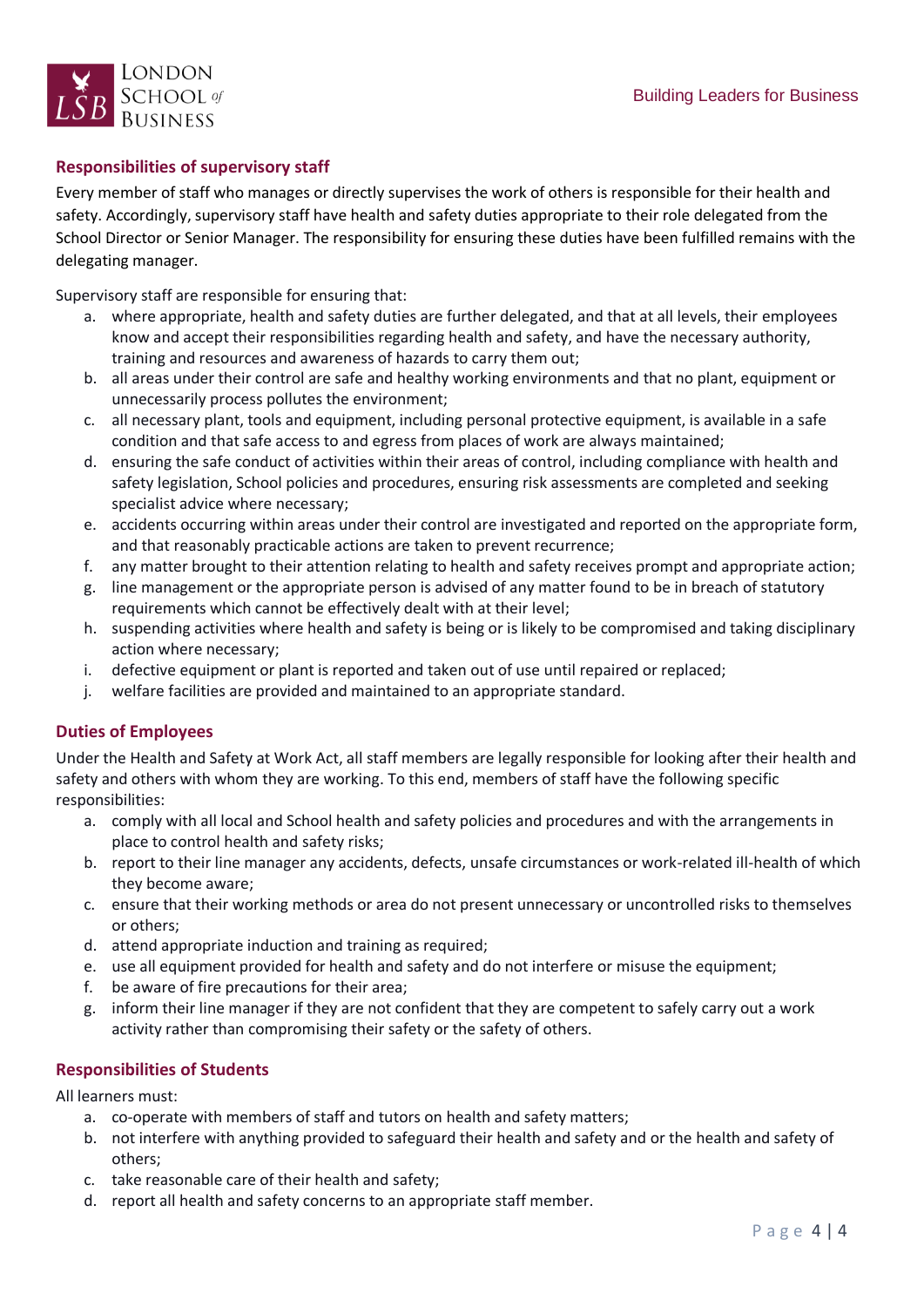## Responsibilities of supervisory staff

Every member of staff who manages or directly supervises the work of others is responsible for their health and safety. Accordingly, supervisory staff have health and safety duties appropriate to their role delegated from the School Director or Senior Manager. The responsibility for ensuring these duties have been fulfilled remains with the delegating manager.

Supervisory staff are responsible for ensuring that:

a. where appropriate, health and safety duties are further delegated, and that at all levels, their employees know and accept their responsibilities regarding health and safety, and have the necessary authority, training and resources and awareness of hazards to carry them out;
b. all areas under their control are safe and healthy working environments and that no plant, equipment or unnecessarily process pollutes the environment;
c. all necessary plant, tools and equipment, including personal protective equipment, is available in a safe condition and that safe access to and egress from places of work are always maintained;
d. ensuring the safe conduct of activities within their areas of control, including compliance with health and safety legislation, School policies and procedures, ensuring risk assessments are completed and seeking specialist advice where necessary;
e. accidents occurring within areas under their control are investigated and reported on the appropriate form, and that reasonably practicable actions are taken to prevent recurrence;
f. any matter brought to their attention relating to health and safety receives prompt and appropriate action;
g. line management or the appropriate person is advised of any matter found to be in breach of statutory requirements which cannot be effectively dealt with at their level;
h. suspending activities where health and safety is being or is likely to be compromised and taking disciplinary action where necessary;
i. defective equipment or plant is reported and taken out of use until repaired or replaced;
j. welfare facilities are provided and maintained to an appropriate standard.

## Duties of Employees

Under the Health and Safety at Work Act, all staff members are legally responsible for looking after their health and safety and others with whom they are working. To this end, members of staff have the following specific responsibilities:

a. comply with all local and School health and safety policies and procedures and with the arrangements in place to control health and safety risks;
b. report to their line manager any accidents, defects, unsafe circumstances or work-related ill-health of which they become aware;
c. ensure that their working methods or area do not present unnecessary or uncontrolled risks to themselves or others;
d. attend appropriate induction and training as required;
e. use all equipment provided for health and safety and do not interfere or misuse the equipment;
f. be aware of fire precautions for their area;
g. inform their line manager if they are not confident that they are competent to safely carry out a work activity rather than compromising their safety or the safety of others.

## Responsibilities of Students

All learners must:

a. co-operate with members of staff and tutors on health and safety matters;
b. not interfere with anything provided to safeguard their health and safety and or the health and safety of others;
c. take reasonable care of their health and safety;
d. report all health and safety concerns to an appropriate staff member.